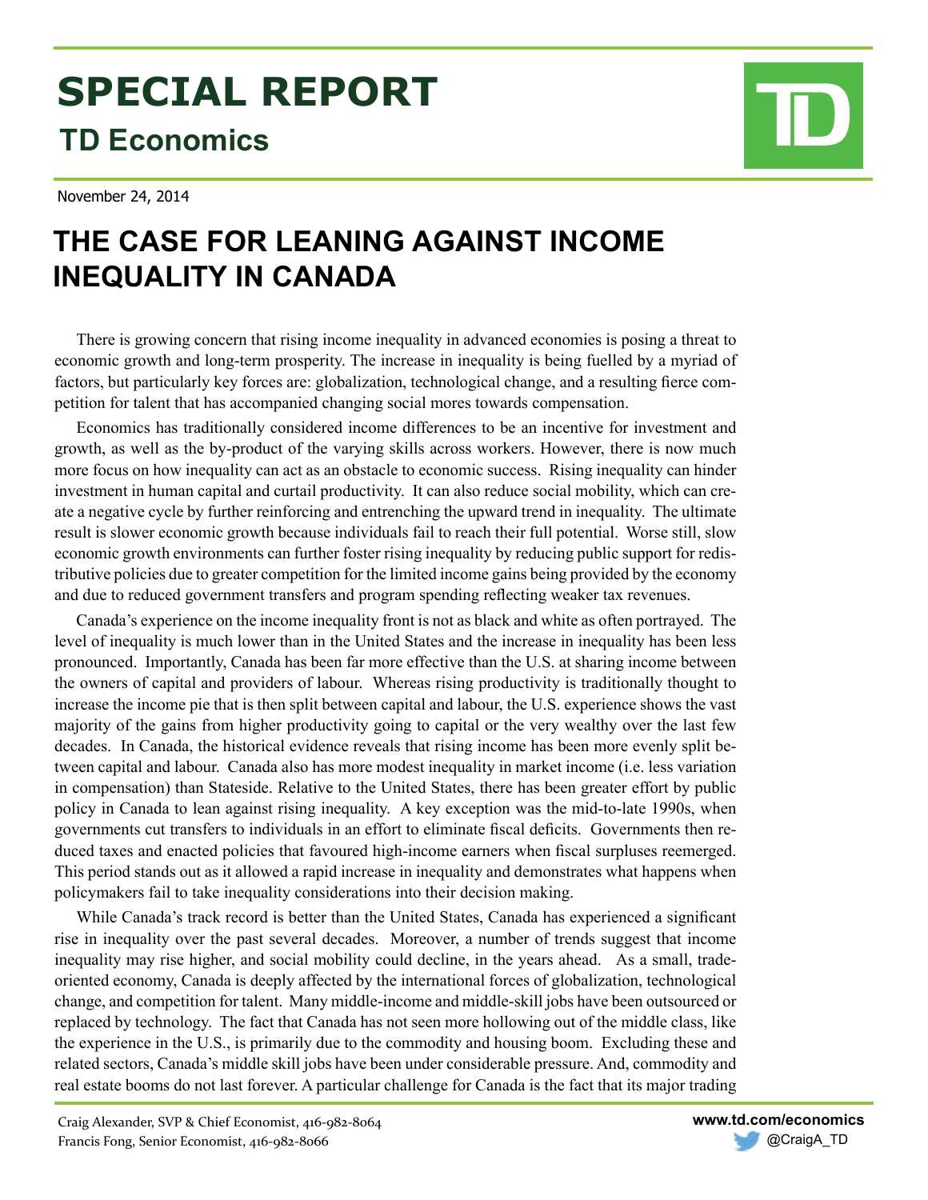# SPECIAL REPORT

## TD Economics

November 24, 2014

# THE CASE FOR LEANING AGAINST INCOME INEQUALITY IN CANADA

There is growing concern that rising income inequality in advanced economies is posing a threat to economic growth and long-term prosperity. The increase in inequality is being fuelled by a myriad of factors, but particularly key forces are: globalization, technological change, and a resulting fierce competition for talent that has accompanied changing social mores towards compensation.

Economics has traditionally considered income differences to be an incentive for investment and growth, as well as the by-product of the varying skills across workers. However, there is now much more focus on how inequality can act as an obstacle to economic success. Rising inequality can hinder investment in human capital and curtail productivity. It can also reduce social mobility, which can create a negative cycle by further reinforcing and entrenching the upward trend in inequality. The ultimate result is slower economic growth because individuals fail to reach their full potential. Worse still, slow economic growth environments can further foster rising inequality by reducing public support for redistributive policies due to greater competition for the limited income gains being provided by the economy and due to reduced government transfers and program spending reflecting weaker tax revenues.

Canada's experience on the income inequality front is not as black and white as often portrayed. The level of inequality is much lower than in the United States and the increase in inequality has been less pronounced. Importantly, Canada has been far more effective than the U.S. at sharing income between the owners of capital and providers of labour. Whereas rising productivity is traditionally thought to increase the income pie that is then split between capital and labour, the U.S. experience shows the vast majority of the gains from higher productivity going to capital or the very wealthy over the last few decades. In Canada, the historical evidence reveals that rising income has been more evenly split between capital and labour. Canada also has more modest inequality in market income (i.e. less variation in compensation) than Stateside. Relative to the United States, there has been greater effort by public policy in Canada to lean against rising inequality. A key exception was the mid-to-late 1990s, when governments cut transfers to individuals in an effort to eliminate fiscal deficits. Governments then reduced taxes and enacted policies that favoured high-income earners when fiscal surpluses reemerged. This period stands out as it allowed a rapid increase in inequality and demonstrates what happens when policymakers fail to take inequality considerations into their decision making.

While Canada's track record is better than the United States, Canada has experienced a significant rise in inequality over the past several decades. Moreover, a number of trends suggest that income inequality may rise higher, and social mobility could decline, in the years ahead. As a small, trade-oriented economy, Canada is deeply affected by the international forces of globalization, technological change, and competition for talent. Many middle-income and middle-skill jobs have been outsourced or replaced by technology. The fact that Canada has not seen more hollowing out of the middle class, like the experience in the U.S., is primarily due to the commodity and housing boom. Excluding these and related sectors, Canada's middle skill jobs have been under considerable pressure. And, commodity and real estate booms do not last forever. A particular challenge for Canada is the fact that its major trading

Craig Alexander, SVP & Chief Economist, 416-982-8064
Francis Fong, Senior Economist, 416-982-8066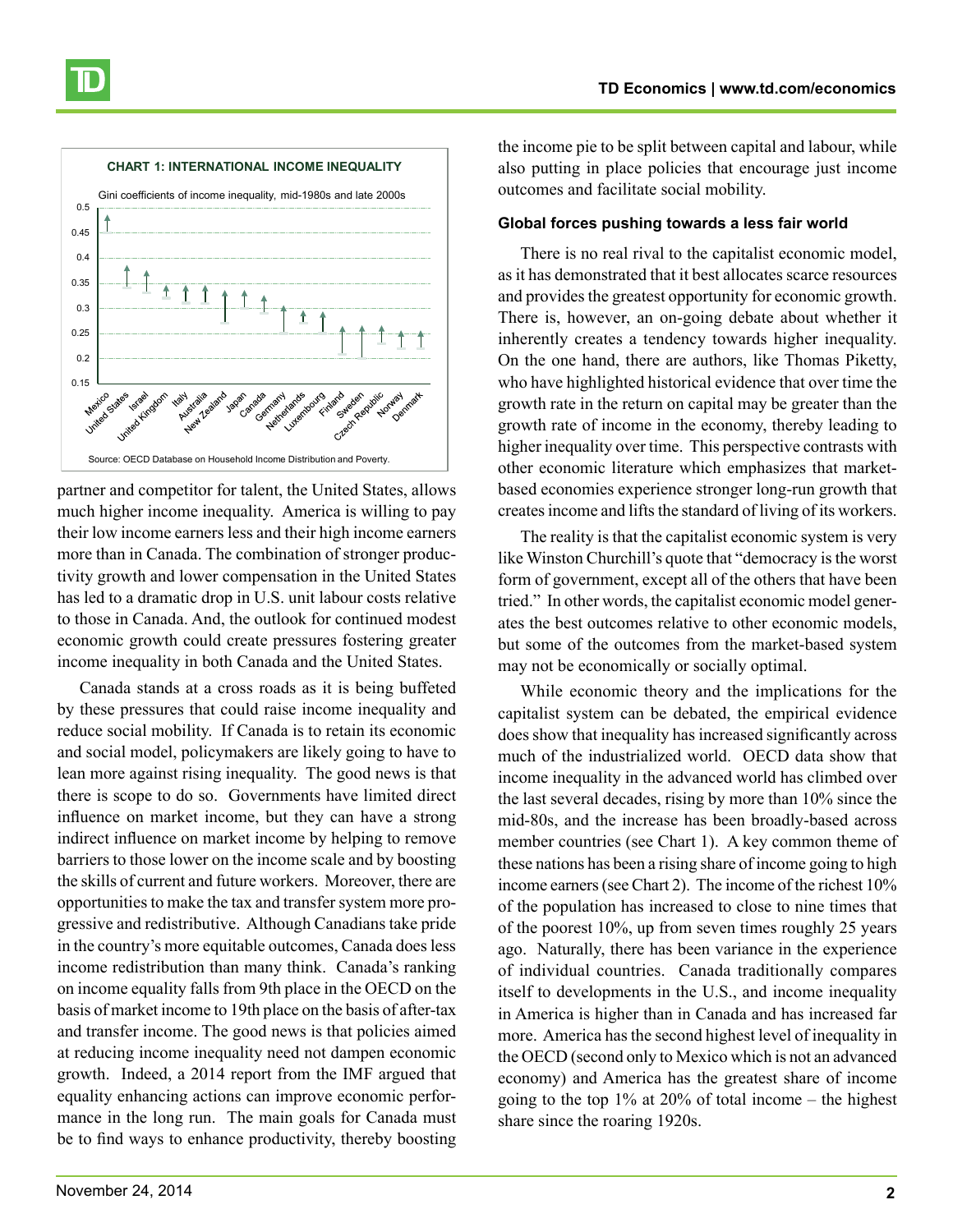**CHART 1: INTERNATIONAL INCOME INEQUALITY**

Gini coefficients of income inequality, mid-1980s and late 2000s

Source: OECD Database on Household Income Distribution and Poverty.

partner and competitor for talent, the United States, allows much higher income inequality. America is willing to pay their low income earners less and their high income earners more than in Canada. The combination of stronger productivity growth and lower compensation in the United States has led to a dramatic drop in U.S. unit labour costs relative to those in Canada. And, the outlook for continued modest economic growth could create pressures fostering greater income inequality in both Canada and the United States.

Canada stands at a cross roads as it is being buffeted by these pressures that could raise income inequality and reduce social mobility. If Canada is to retain its economic and social model, policymakers are likely going to have to lean more against rising inequality. The good news is that there is scope to do so. Governments have limited direct influence on market income, but they can have a strong indirect influence on market income by helping to remove barriers to those lower on the income scale and by boosting the skills of current and future workers. Moreover, there are opportunities to make the tax and transfer system more progressive and redistributive. Although Canadians take pride in the country's more equitable outcomes, Canada does less income redistribution than many think. Canada's ranking on income equality falls from 9th place in the OECD on the basis of market income to 19th place on the basis of after-tax and transfer income. The good news is that policies aimed at reducing income inequality need not dampen economic growth. Indeed, a 2014 report from the IMF argued that equality enhancing actions can improve economic performance in the long run. The main goals for Canada must be to find ways to enhance productivity, thereby boosting the income pie to be split between capital and labour, while also putting in place policies that encourage just income outcomes and facilitate social mobility.

### Global forces pushing towards a less fair world

There is no real rival to the capitalist economic model, as it has demonstrated that it best allocates scarce resources and provides the greatest opportunity for economic growth. There is, however, an on-going debate about whether it inherently creates a tendency towards higher inequality. On the one hand, there are authors, like Thomas Piketty, who have highlighted historical evidence that over time the growth rate in the return on capital may be greater than the growth rate of income in the economy, thereby leading to higher inequality over time. This perspective contrasts with other economic literature which emphasizes that market-based economies experience stronger long-run growth that creates income and lifts the standard of living of its workers.

The reality is that the capitalist economic system is very like Winston Churchill's quote that "democracy is the worst form of government, except all of the others that have been tried." In other words, the capitalist economic model generates the best outcomes relative to other economic models, but some of the outcomes from the market-based system may not be economically or socially optimal.

While economic theory and the implications for the capitalist system can be debated, the empirical evidence does show that inequality has increased significantly across much of the industrialized world. OECD data show that income inequality in the advanced world has climbed over the last several decades, rising by more than 10% since the mid-80s, and the increase has been broadly-based across member countries (see Chart 1). A key common theme of these nations has been a rising share of income going to high income earners (see Chart 2). The income of the richest 10% of the population has increased to close to nine times that of the poorest 10%, up from seven times roughly 25 years ago. Naturally, there has been variance in the experience of individual countries. Canada traditionally compares itself to developments in the U.S., and income inequality in America is higher than in Canada and has increased far more. America has the second highest level of inequality in the OECD (second only to Mexico which is not an advanced economy) and America has the greatest share of income going to the top 1% at 20% of total income – the highest share since the roaring 1920s.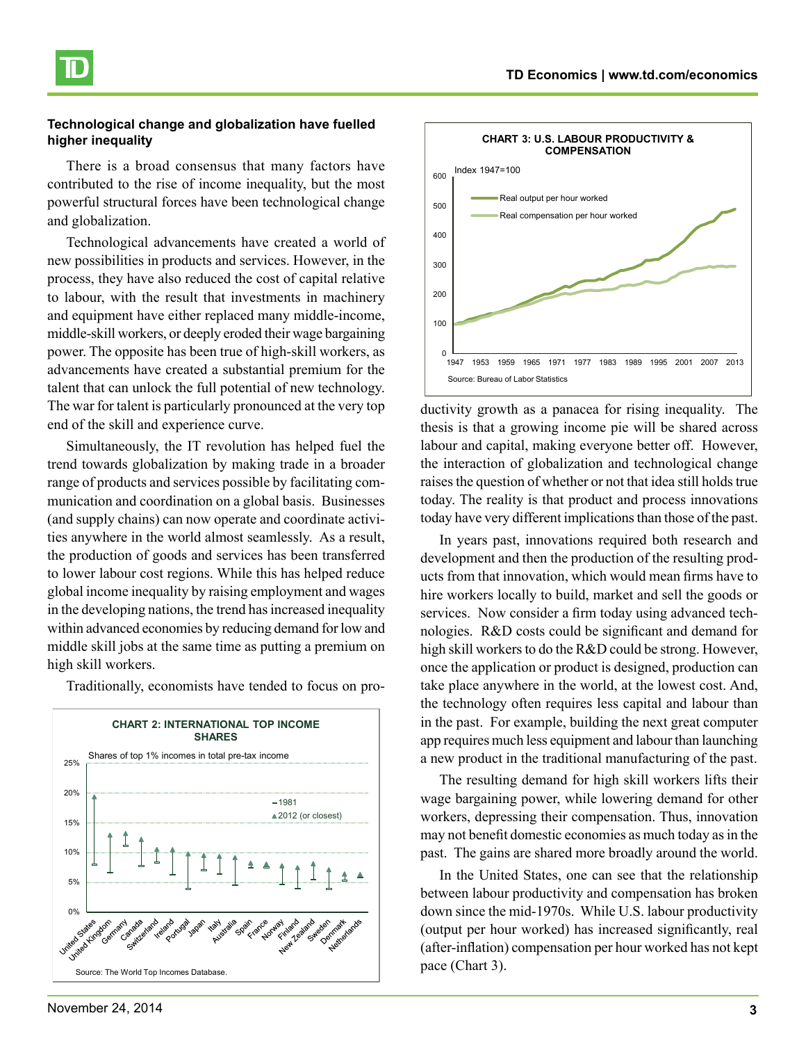**Technological change and globalization have fuelled higher inequality**

There is a broad consensus that many factors have contributed to the rise of income inequality, but the most powerful structural forces have been technological change and globalization.

Technological advancements have created a world of new possibilities in products and services. However, in the process, they have also reduced the cost of capital relative to labour, with the result that investments in machinery and equipment have either replaced many middle-income, middle-skill workers, or deeply eroded their wage bargaining power. The opposite has been true of high-skill workers, as advancements have created a substantial premium for the talent that can unlock the full potential of new technology. The war for talent is particularly pronounced at the very top end of the skill and experience curve.

Simultaneously, the IT revolution has helped fuel the trend towards globalization by making trade in a broader range of products and services possible by facilitating communication and coordination on a global basis. Businesses (and supply chains) can now operate and coordinate activities anywhere in the world almost seamlessly. As a result, the production of goods and services has been transferred to lower labour cost regions. While this has helped reduce global income inequality by raising employment and wages in the developing nations, the trend has increased inequality within advanced economies by reducing demand for low and middle skill jobs at the same time as putting a premium on high skill workers.

Traditionally, economists have tended to focus on productivity growth as a panacea for rising inequality. The thesis is that a growing income pie will be shared across labour and capital, making everyone better off. However, the interaction of globalization and technological change raises the question of whether or not that idea still holds true today. The reality is that product and process innovations today have very different implications than those of the past.

**CHART 2: INTERNATIONAL TOP INCOME SHARES**

Shares of top 1% incomes in total pre-tax income

Source: The World Top Incomes Database.

**CHART 3: U.S. LABOUR PRODUCTIVITY & COMPENSATION**

Index 1947=100

Source: Bureau of Labor Statistics

In years past, innovations required both research and development and then the production of the resulting products from that innovation, which would mean firms have to hire workers locally to build, market and sell the goods or services. Now consider a firm today using advanced technologies. R&D costs could be significant and demand for high skill workers to do the R&D could be strong. However, once the application or product is designed, production can take place anywhere in the world, at the lowest cost. And, the technology often requires less capital and labour than in the past. For example, building the next great computer app requires much less equipment and labour than launching a new product in the traditional manufacturing of the past.

The resulting demand for high skill workers lifts their wage bargaining power, while lowering demand for other workers, depressing their compensation. Thus, innovation may not benefit domestic economies as much today as in the past. The gains are shared more broadly around the world.

In the United States, one can see that the relationship between labour productivity and compensation has broken down since the mid-1970s. While U.S. labour productivity (output per hour worked) has increased significantly, real (after-inflation) compensation per hour worked has not kept pace (Chart 3).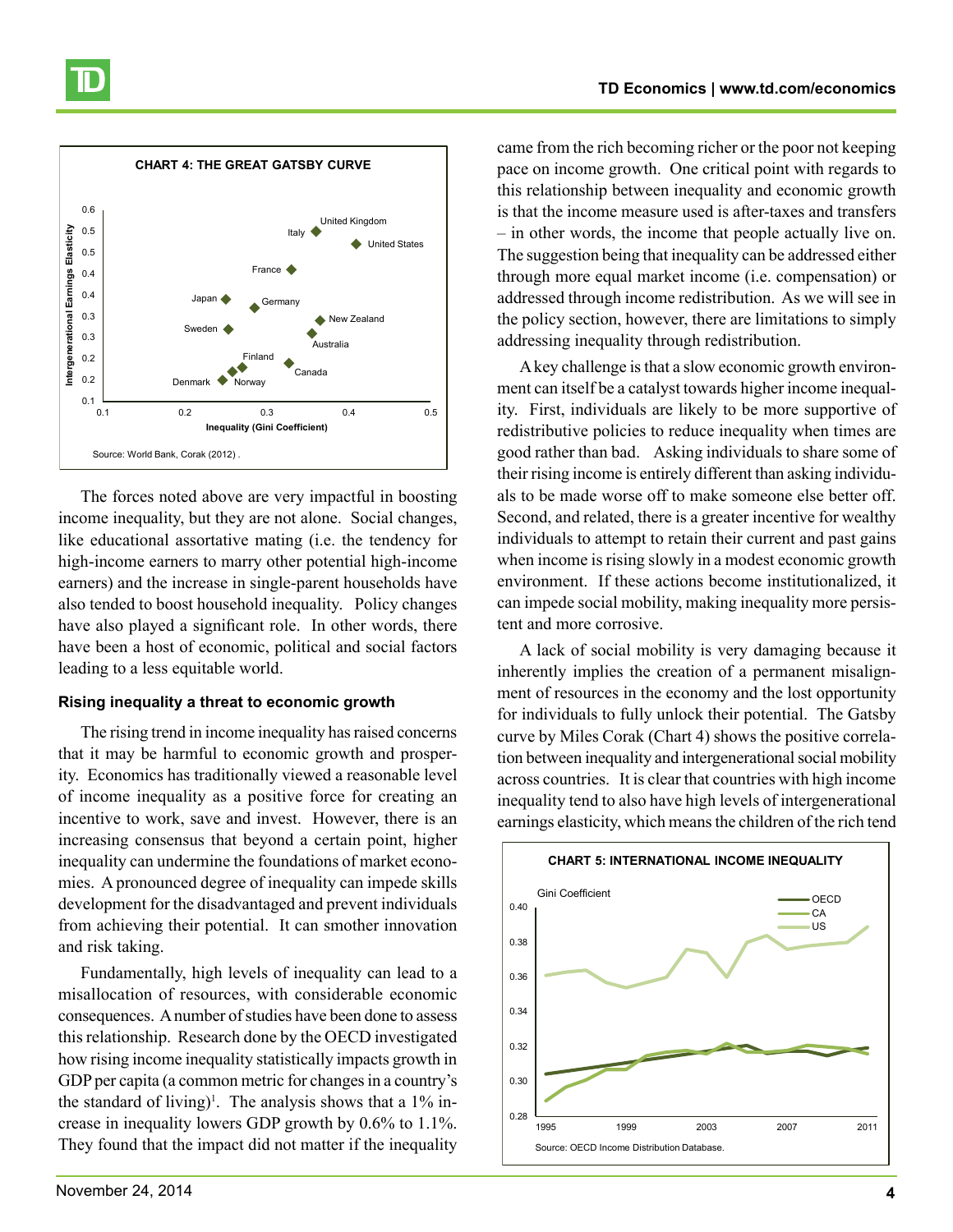**CHART 4: THE GREAT GATSBY CURVE**

Source: World Bank, Corak (2012) .

The forces noted above are very impactful in boosting income inequality, but they are not alone. Social changes, like educational assortative mating (i.e. the tendency for high-income earners to marry other potential high-income earners) and the increase in single-parent households have also tended to boost household inequality. Policy changes have also played a significant role. In other words, there have been a host of economic, political and social factors leading to a less equitable world.

### Rising inequality a threat to economic growth

The rising trend in income inequality has raised concerns that it may be harmful to economic growth and prosperity. Economics has traditionally viewed a reasonable level of income inequality as a positive force for creating an incentive to work, save and invest. However, there is an increasing consensus that beyond a certain point, higher inequality can undermine the foundations of market economies. A pronounced degree of inequality can impede skills development for the disadvantaged and prevent individuals from achieving their potential. It can smother innovation and risk taking.

Fundamentally, high levels of inequality can lead to a misallocation of resources, with considerable economic consequences. A number of studies have been done to assess this relationship. Research done by the OECD investigated how rising income inequality statistically impacts growth in GDP per capita (a common metric for changes in a country's the standard of living)[1]. The analysis shows that a 1% increase in inequality lowers GDP growth by 0.6% to 1.1%. They found that the impact did not matter if the inequality came from the rich becoming richer or the poor not keeping pace on income growth. One critical point with regards to this relationship between inequality and economic growth is that the income measure used is after-taxes and transfers – in other words, the income that people actually live on. The suggestion being that inequality can be addressed either through more equal market income (i.e. compensation) or addressed through income redistribution. As we will see in the policy section, however, there are limitations to simply addressing inequality through redistribution.

A key challenge is that a slow economic growth environment can itself be a catalyst towards higher income inequality. First, individuals are likely to be more supportive of redistributive policies to reduce inequality when times are good rather than bad. Asking individuals to share some of their rising income is entirely different than asking individuals to be made worse off to make someone else better off. Second, and related, there is a greater incentive for wealthy individuals to attempt to retain their current and past gains when income is rising slowly in a modest economic growth environment. If these actions become institutionalized, it can impede social mobility, making inequality more persistent and more corrosive.

A lack of social mobility is very damaging because it inherently implies the creation of a permanent misalignment of resources in the economy and the lost opportunity for individuals to fully unlock their potential. The Gatsby curve by Miles Corak (Chart 4) shows the positive correlation between inequality and intergenerational social mobility across countries. It is clear that countries with high income inequality tend to also have high levels of intergenerational earnings elasticity, which means the children of the rich tend

**CHART 5: INTERNATIONAL INCOME INEQUALITY**

Source: OECD Income Distribution Database.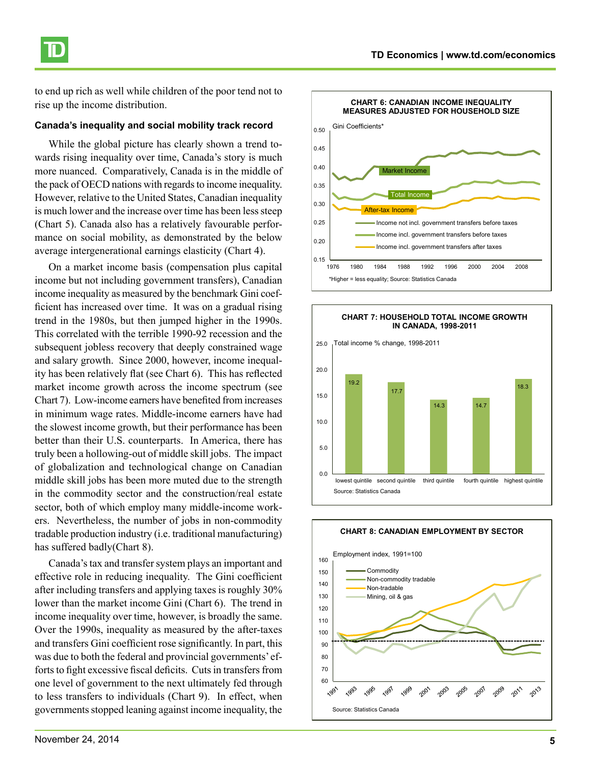to end up rich as well while children of the poor tend not to rise up the income distribution.

### Canada's inequality and social mobility track record

While the global picture has clearly shown a trend towards rising inequality over time, Canada's story is much more nuanced. Comparatively, Canada is in the middle of the pack of OECD nations with regards to income inequality. However, relative to the United States, Canadian inequality is much lower and the increase over time has been less steep (Chart 5). Canada also has a relatively favourable performance on social mobility, as demonstrated by the below average intergenerational earnings elasticity (Chart 4).

On a market income basis (compensation plus capital income but not including government transfers), Canadian income inequality as measured by the benchmark Gini coefficient has increased over time. It was on a gradual rising trend in the 1980s, but then jumped higher in the 1990s. This correlated with the terrible 1990-92 recession and the subsequent jobless recovery that deeply constrained wage and salary growth. Since 2000, however, income inequality has been relatively flat (see Chart 6). This has reflected market income growth across the income spectrum (see Chart 7). Low-income earners have benefited from increases in minimum wage rates. Middle-income earners have had the slowest income growth, but their performance has been better than their U.S. counterparts. In America, there has truly been a hollowing-out of middle skill jobs. The impact of globalization and technological change on Canadian middle skill jobs has been more muted due to the strength in the commodity sector and the construction/real estate sector, both of which employ many middle-income workers. Nevertheless, the number of jobs in non-commodity tradable production industry (i.e. traditional manufacturing) has suffered badly(Chart 8).

Canada's tax and transfer system plays an important and effective role in reducing inequality. The Gini coefficient after including transfers and applying taxes is roughly 30% lower than the market income Gini (Chart 6). The trend in income inequality over time, however, is broadly the same. Over the 1990s, inequality as measured by the after-taxes and transfers Gini coefficient rose significantly. In part, this was due to both the federal and provincial governments' efforts to fight excessive fiscal deficits. Cuts in transfers from one level of government to the next ultimately fed through to less transfers to individuals (Chart 9). In effect, when governments stopped leaning against income inequality, the

**CHART 6: CANADIAN INCOME INEQUALITY MEASURES ADJUSTED FOR HOUSEHOLD SIZE**

Gini Coefficients*

Market Income — Income not incl. government transfers before taxes
Total Income — Income incl. government transfers before taxes
After-tax Income — Income incl. government transfers after taxes

*Higher = less equality; Source: Statistics Canada

**CHART 7: HOUSEHOLD TOTAL INCOME GROWTH IN CANADA, 1998-2011**

Total income % change, 1998-2011

| Quintile | % change |
|---|---|
| lowest quintile | 19.2 |
| second quintile | 17.7 |
| third quintile | 14.3 |
| fourth quintile | 14.7 |
| highest quintile | 18.3 |

Source: Statistics Canada

**CHART 8: CANADIAN EMPLOYMENT BY SECTOR**

Employment index, 1991=100

Commodity
Non-commodity tradable
Non-tradable
Mining, oil & gas

Source: Statistics Canada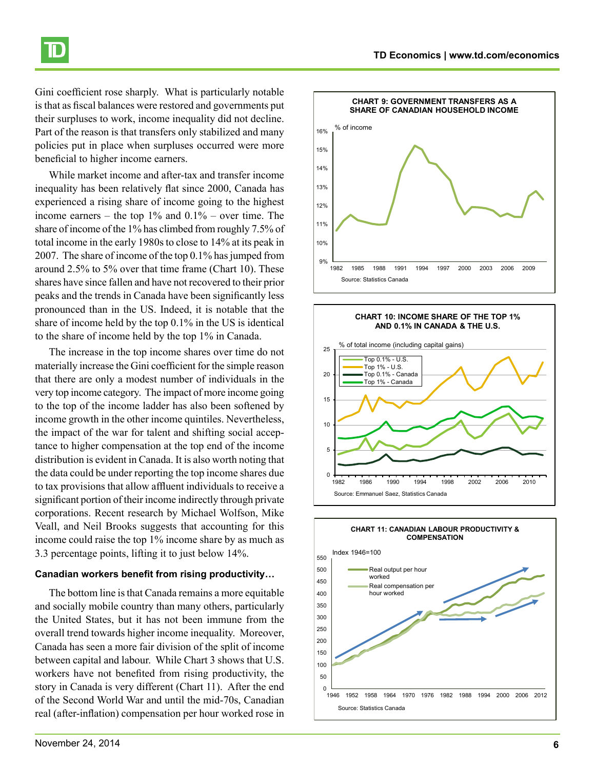Gini coefficient rose sharply. What is particularly notable is that as fiscal balances were restored and governments put their surpluses to work, income inequality did not decline. Part of the reason is that transfers only stabilized and many policies put in place when surpluses occurred were more beneficial to higher income earners.

While market income and after-tax and transfer income inequality has been relatively flat since 2000, Canada has experienced a rising share of income going to the highest income earners – the top 1% and 0.1% – over time. The share of income of the 1% has climbed from roughly 7.5% of total income in the early 1980s to close to 14% at its peak in 2007. The share of income of the top 0.1% has jumped from around 2.5% to 5% over that time frame (Chart 10). These shares have since fallen and have not recovered to their prior peaks and the trends in Canada have been significantly less pronounced than in the US. Indeed, it is notable that the share of income held by the top 0.1% in the US is identical to the share of income held by the top 1% in Canada.

The increase in the top income shares over time do not materially increase the Gini coefficient for the simple reason that there are only a modest number of individuals in the very top income category. The impact of more income going to the top of the income ladder has also been softened by income growth in the other income quintiles. Nevertheless, the impact of the war for talent and shifting social acceptance to higher compensation at the top end of the income distribution is evident in Canada. It is also worth noting that the data could be under reporting the top income shares due to tax provisions that allow affluent individuals to receive a significant portion of their income indirectly through private corporations. Recent research by Michael Wolfson, Mike Veall, and Neil Brooks suggests that accounting for this income could raise the top 1% income share by as much as 3.3 percentage points, lifting it to just below 14%.

### Canadian workers benefit from rising productivity…

The bottom line is that Canada remains a more equitable and socially mobile country than many others, particularly the United States, but it has not been immune from the overall trend towards higher income inequality. Moreover, Canada has seen a more fair division of the split of income between capital and labour. While Chart 3 shows that U.S. workers have not benefited from rising productivity, the story in Canada is very different (Chart 11). After the end of the Second World War and until the mid-70s, Canadian real (after-inflation) compensation per hour worked rose in

**CHART 9: GOVERNMENT TRANSFERS AS A SHARE OF CANADIAN HOUSEHOLD INCOME**

Source: Statistics Canada

**CHART 10: INCOME SHARE OF THE TOP 1% AND 0.1% IN CANADA & THE U.S.**

Source: Emmanuel Saez, Statistics Canada

**CHART 11: CANADIAN LABOUR PRODUCTIVITY & COMPENSATION**

Source: Statistics Canada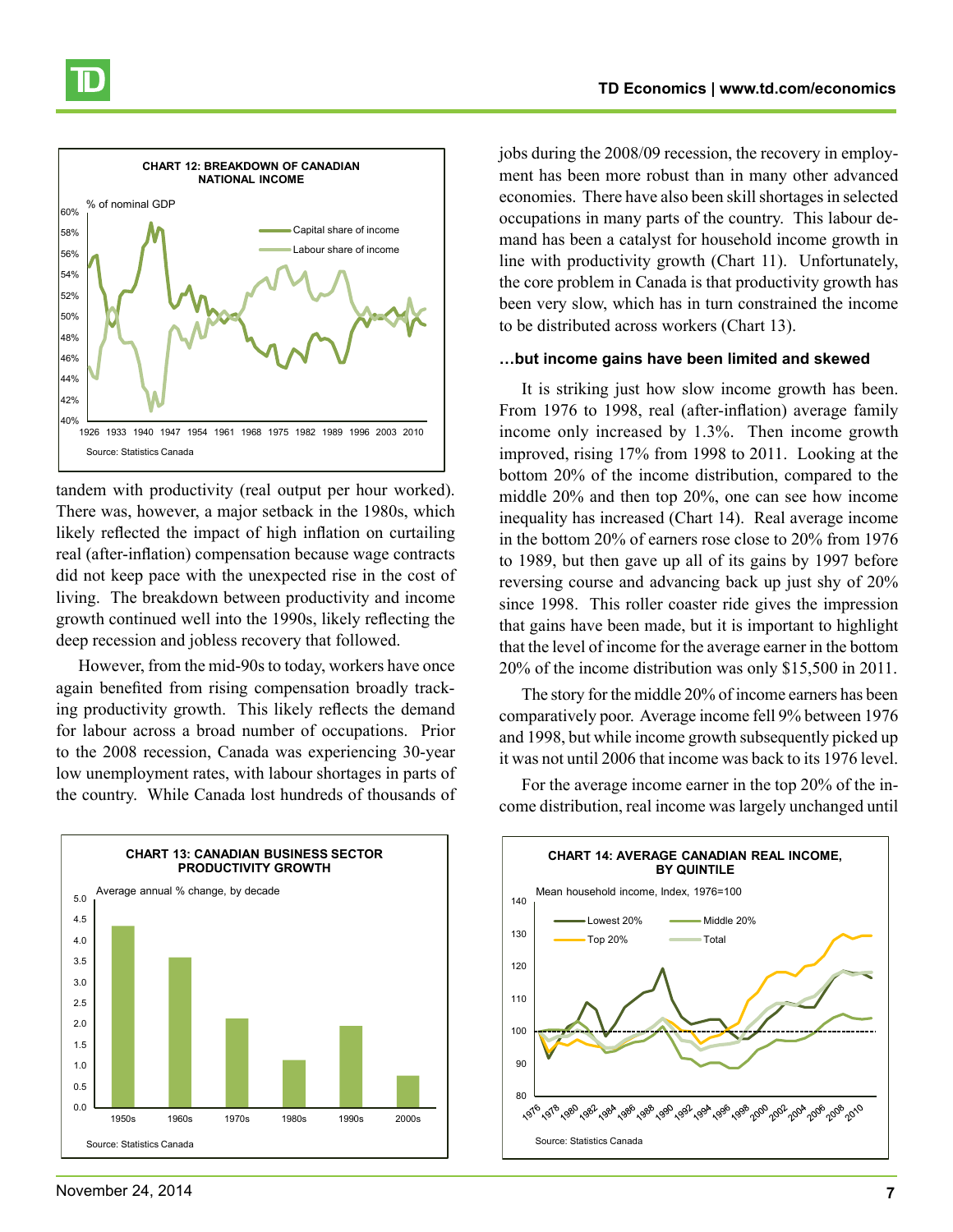**CHART 12: BREAKDOWN OF CANADIAN NATIONAL INCOME**

Source: Statistics Canada

tandem with productivity (real output per hour worked). There was, however, a major setback in the 1980s, which likely reflected the impact of high inflation on curtailing real (after-inflation) compensation because wage contracts did not keep pace with the unexpected rise in the cost of living. The breakdown between productivity and income growth continued well into the 1990s, likely reflecting the deep recession and jobless recovery that followed.

However, from the mid-90s to today, workers have once again benefited from rising compensation broadly tracking productivity growth. This likely reflects the demand for labour across a broad number of occupations. Prior to the 2008 recession, Canada was experiencing 30-year low unemployment rates, with labour shortages in parts of the country. While Canada lost hundreds of thousands of jobs during the 2008/09 recession, the recovery in employment has been more robust than in many other advanced economies. There have also been skill shortages in selected occupations in many parts of the country. This labour demand has been a catalyst for household income growth in line with productivity growth (Chart 11). Unfortunately, the core problem in Canada is that productivity growth has been very slow, which has in turn constrained the income to be distributed across workers (Chart 13).

**CHART 13: CANADIAN BUSINESS SECTOR PRODUCTIVITY GROWTH**

Source: Statistics Canada

### …but income gains have been limited and skewed

It is striking just how slow income growth has been. From 1976 to 1998, real (after-inflation) average family income only increased by 1.3%. Then income growth improved, rising 17% from 1998 to 2011. Looking at the bottom 20% of the income distribution, compared to the middle 20% and then top 20%, one can see how income inequality has increased (Chart 14). Real average income in the bottom 20% of earners rose close to 20% from 1976 to 1989, but then gave up all of its gains by 1997 before reversing course and advancing back up just shy of 20% since 1998. This roller coaster ride gives the impression that gains have been made, but it is important to highlight that the level of income for the average earner in the bottom 20% of the income distribution was only $15,500 in 2011.

The story for the middle 20% of income earners has been comparatively poor. Average income fell 9% between 1976 and 1998, but while income growth subsequently picked up it was not until 2006 that income was back to its 1976 level.

For the average income earner in the top 20% of the income distribution, real income was largely unchanged until

**CHART 14: AVERAGE CANADIAN REAL INCOME, BY QUINTILE**

Source: Statistics Canada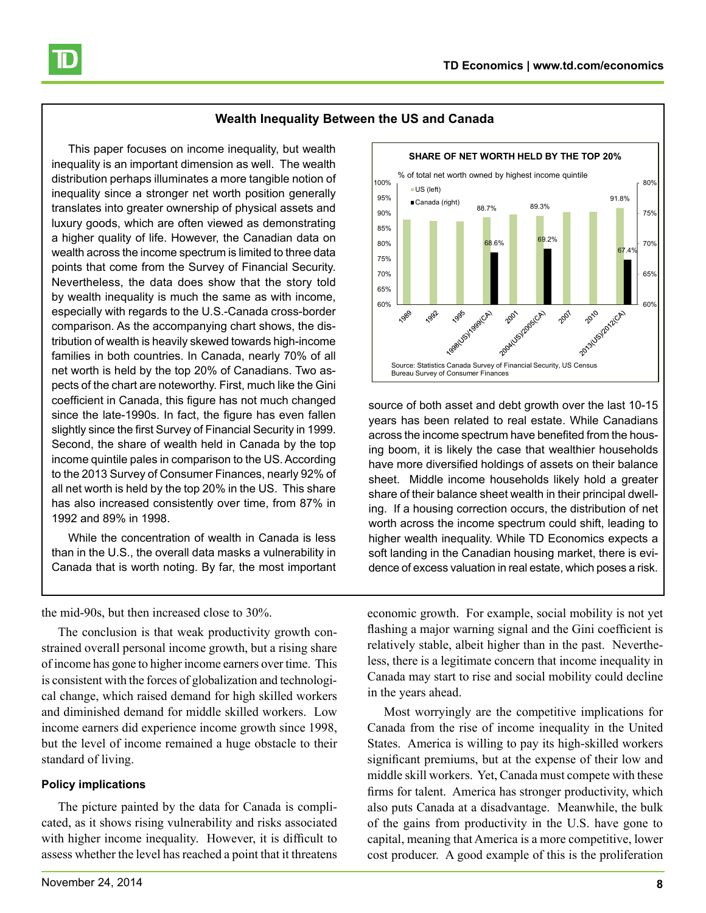### Wealth Inequality Between the US and Canada

This paper focuses on income inequality, but wealth inequality is an important dimension as well. The wealth distribution perhaps illuminates a more tangible notion of inequality since a stronger net worth position generally translates into greater ownership of physical assets and luxury goods, which are often viewed as demonstrating a higher quality of life. However, the Canadian data on wealth across the income spectrum is limited to three data points that come from the Survey of Financial Security. Nevertheless, the data does show that the story told by wealth inequality is much the same as with income, especially with regards to the U.S.-Canada cross-border comparison. As the accompanying chart shows, the distribution of wealth is heavily skewed towards high-income families in both countries. In Canada, nearly 70% of all net worth is held by the top 20% of Canadians. Two aspects of the chart are noteworthy. First, much like the Gini coefficient in Canada, this figure has not much changed since the late-1990s. In fact, the figure has even fallen slightly since the first Survey of Financial Security in 1999. Second, the share of wealth held in Canada by the top income quintile pales in comparison to the US. According to the 2013 Survey of Consumer Finances, nearly 92% of all net worth is held by the top 20% in the US. This share has also increased consistently over time, from 87% in 1992 and 89% in 1998.

**SHARE OF NET WORTH HELD BY THE TOP 20%**

% of total net worth owned by highest income quintile

| Year | US (left) | Canada (right) |
|---|---|---|
| 1998(US)/1999(CA) | 88.7% | 68.6% |
| 2004(US)/2005(CA) | 89.3% | 69.2% |
| 2013(US)/2012(CA) | 91.8% | 67.4% |

Source: Statistics Canada Survey of Financial Security, US Census Bureau Survey of Consumer Finances

While the concentration of wealth in Canada is less than in the U.S., the overall data masks a vulnerability in Canada that is worth noting. By far, the most important source of both asset and debt growth over the last 10-15 years has been related to real estate. While Canadians across the income spectrum have benefited from the housing boom, it is likely the case that wealthier households have more diversified holdings of assets on their balance sheet. Middle income households likely hold a greater share of their balance sheet wealth in their principal dwelling. If a housing correction occurs, the distribution of net worth across the income spectrum could shift, leading to higher wealth inequality. While TD Economics expects a soft landing in the Canadian housing market, there is evidence of excess valuation in real estate, which poses a risk.

---

the mid-90s, but then increased close to 30%.

The conclusion is that weak productivity growth constrained overall personal income growth, but a rising share of income has gone to higher income earners over time. This is consistent with the forces of globalization and technological change, which raised demand for high skilled workers and diminished demand for middle skilled workers. Low income earners did experience income growth since 1998, but the level of income remained a huge obstacle to their standard of living.

#### Policy implications

The picture painted by the data for Canada is complicated, as it shows rising vulnerability and risks associated with higher income inequality. However, it is difficult to assess whether the level has reached a point that it threatens economic growth. For example, social mobility is not yet flashing a major warning signal and the Gini coefficient is relatively stable, albeit higher than in the past. Nevertheless, there is a legitimate concern that income inequality in Canada may start to rise and social mobility could decline in the years ahead.

Most worryingly are the competitive implications for Canada from the rise of income inequality in the United States. America is willing to pay its high-skilled workers significant premiums, but at the expense of their low and middle skill workers. Yet, Canada must compete with these firms for talent. America has stronger productivity, which also puts Canada at a disadvantage. Meanwhile, the bulk of the gains from productivity in the U.S. have gone to capital, meaning that America is a more competitive, lower cost producer. A good example of this is the proliferation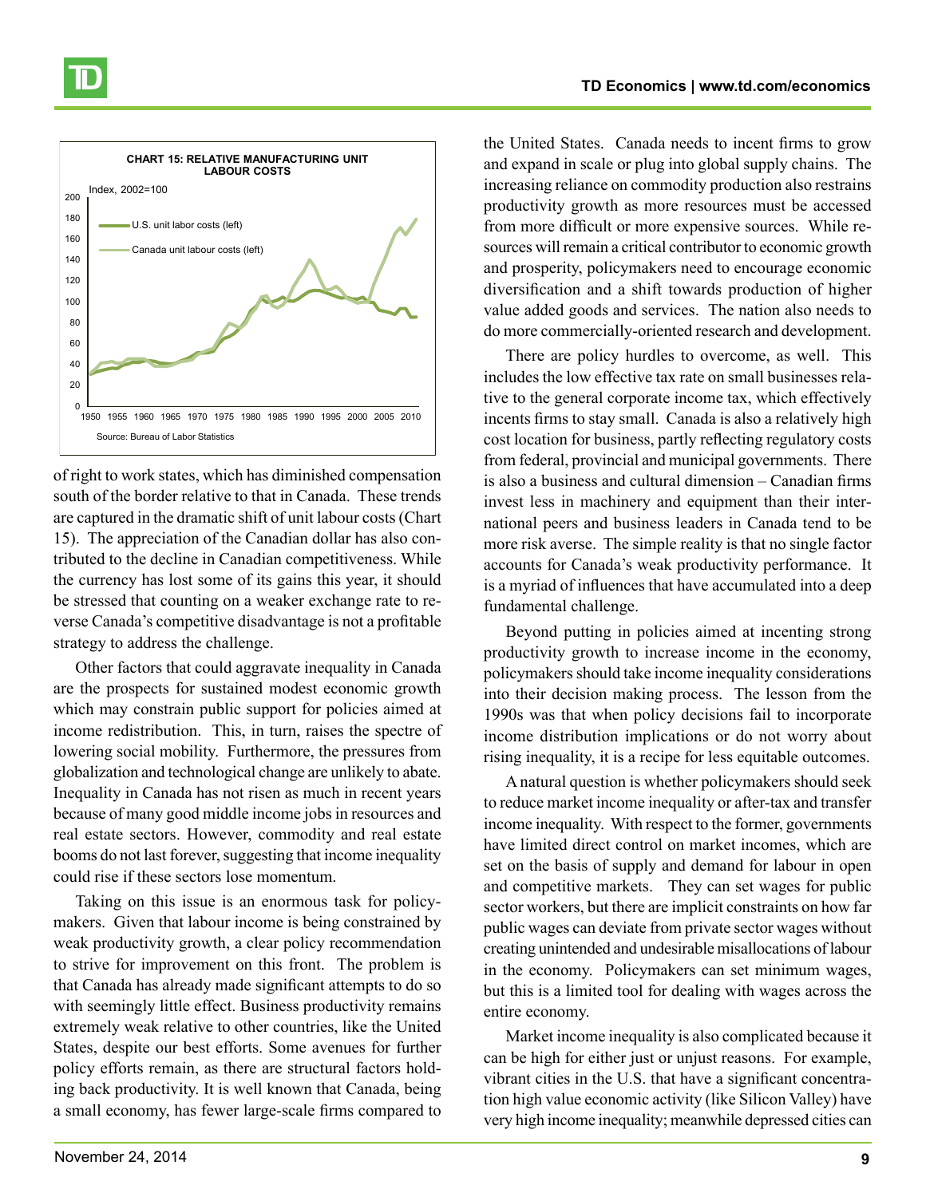**CHART 15: RELATIVE MANUFACTURING UNIT LABOUR COSTS**

Source: Bureau of Labor Statistics

of right to work states, which has diminished compensation south of the border relative to that in Canada. These trends are captured in the dramatic shift of unit labour costs (Chart 15). The appreciation of the Canadian dollar has also contributed to the decline in Canadian competitiveness. While the currency has lost some of its gains this year, it should be stressed that counting on a weaker exchange rate to reverse Canada's competitive disadvantage is not a profitable strategy to address the challenge.

Other factors that could aggravate inequality in Canada are the prospects for sustained modest economic growth which may constrain public support for policies aimed at income redistribution. This, in turn, raises the spectre of lowering social mobility. Furthermore, the pressures from globalization and technological change are unlikely to abate. Inequality in Canada has not risen as much in recent years because of many good middle income jobs in resources and real estate sectors. However, commodity and real estate booms do not last forever, suggesting that income inequality could rise if these sectors lose momentum.

Taking on this issue is an enormous task for policymakers. Given that labour income is being constrained by weak productivity growth, a clear policy recommendation to strive for improvement on this front. The problem is that Canada has already made significant attempts to do so with seemingly little effect. Business productivity remains extremely weak relative to other countries, like the United States, despite our best efforts. Some avenues for further policy efforts remain, as there are structural factors holding back productivity. It is well known that Canada, being a small economy, has fewer large-scale firms compared to the United States. Canada needs to incent firms to grow and expand in scale or plug into global supply chains. The increasing reliance on commodity production also restrains productivity growth as more resources must be accessed from more difficult or more expensive sources. While resources will remain a critical contributor to economic growth and prosperity, policymakers need to encourage economic diversification and a shift towards production of higher value added goods and services. The nation also needs to do more commercially-oriented research and development.

There are policy hurdles to overcome, as well. This includes the low effective tax rate on small businesses relative to the general corporate income tax, which effectively incents firms to stay small. Canada is also a relatively high cost location for business, partly reflecting regulatory costs from federal, provincial and municipal governments. There is also a business and cultural dimension – Canadian firms invest less in machinery and equipment than their international peers and business leaders in Canada tend to be more risk averse. The simple reality is that no single factor accounts for Canada's weak productivity performance. It is a myriad of influences that have accumulated into a deep fundamental challenge.

Beyond putting in policies aimed at incenting strong productivity growth to increase income in the economy, policymakers should take income inequality considerations into their decision making process. The lesson from the 1990s was that when policy decisions fail to incorporate income distribution implications or do not worry about rising inequality, it is a recipe for less equitable outcomes.

A natural question is whether policymakers should seek to reduce market income inequality or after-tax and transfer income inequality. With respect to the former, governments have limited direct control on market incomes, which are set on the basis of supply and demand for labour in open and competitive markets. They can set wages for public sector workers, but there are implicit constraints on how far public wages can deviate from private sector wages without creating unintended and undesirable misallocations of labour in the economy. Policymakers can set minimum wages, but this is a limited tool for dealing with wages across the entire economy.

Market income inequality is also complicated because it can be high for either just or unjust reasons. For example, vibrant cities in the U.S. that have a significant concentration high value economic activity (like Silicon Valley) have very high income inequality; meanwhile depressed cities can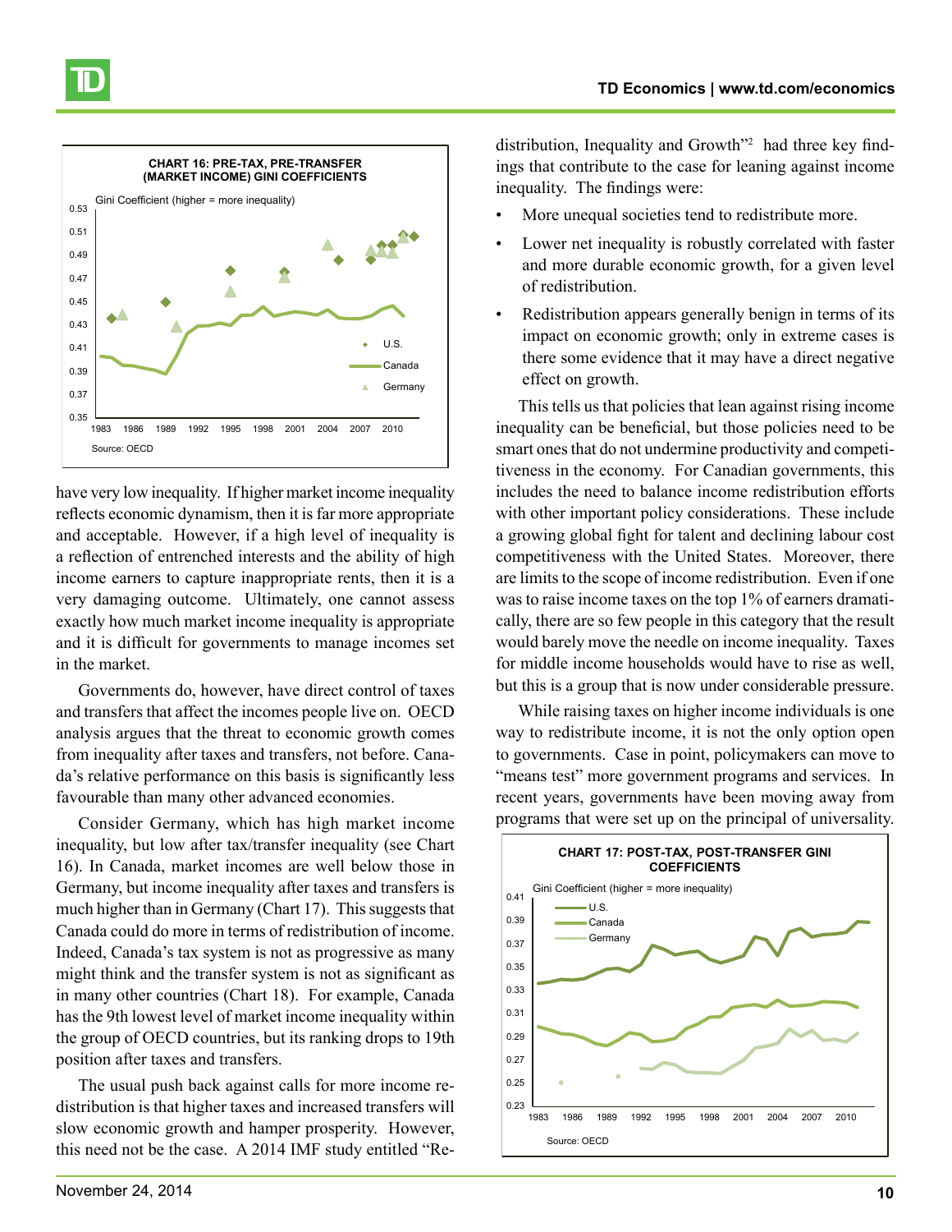**CHART 16: PRE-TAX, PRE-TRANSFER (MARKET INCOME) GINI COEFFICIENTS**

Source: OECD

have very low inequality. If higher market income inequality reflects economic dynamism, then it is far more appropriate and acceptable. However, if a high level of inequality is a reflection of entrenched interests and the ability of high income earners to capture inappropriate rents, then it is a very damaging outcome. Ultimately, one cannot assess exactly how much market income inequality is appropriate and it is difficult for governments to manage incomes set in the market.

Governments do, however, have direct control of taxes and transfers that affect the incomes people live on. OECD analysis argues that the threat to economic growth comes from inequality after taxes and transfers, not before. Canada's relative performance on this basis is significantly less favourable than many other advanced economies.

Consider Germany, which has high market income inequality, but low after tax/transfer inequality (see Chart 16). In Canada, market incomes are well below those in Germany, but income inequality after taxes and transfers is much higher than in Germany (Chart 17). This suggests that Canada could do more in terms of redistribution of income. Indeed, Canada's tax system is not as progressive as many might think and the transfer system is not as significant as in many other countries (Chart 18). For example, Canada has the 9th lowest level of market income inequality within the group of OECD countries, but its ranking drops to 19th position after taxes and transfers.

The usual push back against calls for more income redistribution is that higher taxes and increased transfers will slow economic growth and hamper prosperity. However, this need not be the case. A 2014 IMF study entitled "Redistribution, Inequality and Growth"[2] had three key findings that contribute to the case for leaning against income inequality. The findings were:

- More unequal societies tend to redistribute more.
- Lower net inequality is robustly correlated with faster and more durable economic growth, for a given level of redistribution.
- Redistribution appears generally benign in terms of its impact on economic growth; only in extreme cases is there some evidence that it may have a direct negative effect on growth.

This tells us that policies that lean against rising income inequality can be beneficial, but those policies need to be smart ones that do not undermine productivity and competitiveness in the economy. For Canadian governments, this includes the need to balance income redistribution efforts with other important policy considerations. These include a growing global fight for talent and declining labour cost competitiveness with the United States. Moreover, there are limits to the scope of income redistribution. Even if one was to raise income taxes on the top 1% of earners dramatically, there are so few people in this category that the result would barely move the needle on income inequality. Taxes for middle income households would have to rise as well, but this is a group that is now under considerable pressure.

While raising taxes on higher income individuals is one way to redistribute income, it is not the only option open to governments. Case in point, policymakers can move to "means test" more government programs and services. In recent years, governments have been moving away from programs that were set up on the principal of universality.

**CHART 17: POST-TAX, POST-TRANSFER GINI COEFFICIENTS**

Source: OECD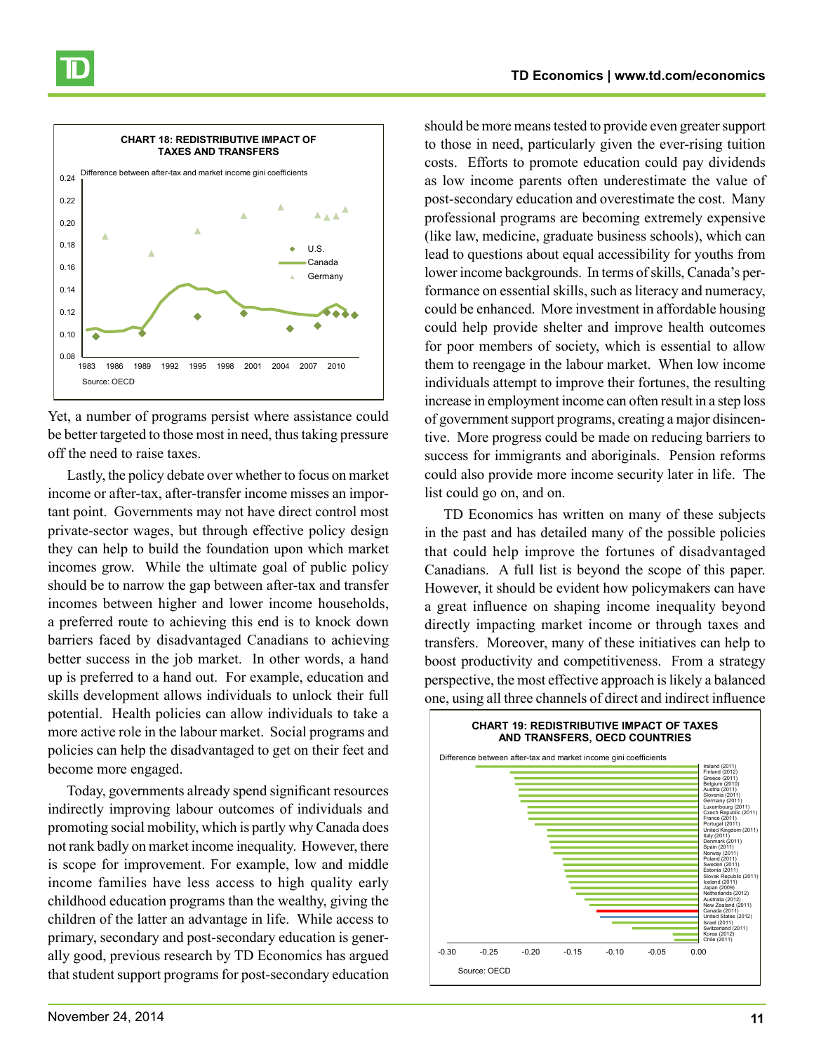**CHART 18: REDISTRIBUTIVE IMPACT OF TAXES AND TRANSFERS**

Difference between after-tax and market income gini coefficients

Source: OECD

Yet, a number of programs persist where assistance could be better targeted to those most in need, thus taking pressure off the need to raise taxes.

Lastly, the policy debate over whether to focus on market income or after-tax, after-transfer income misses an important point. Governments may not have direct control most private-sector wages, but through effective policy design they can help to build the foundation upon which market incomes grow. While the ultimate goal of public policy should be to narrow the gap between after-tax and transfer incomes between higher and lower income households, a preferred route to achieving this end is to knock down barriers faced by disadvantaged Canadians to achieving better success in the job market. In other words, a hand up is preferred to a hand out. For example, education and skills development allows individuals to unlock their full potential. Health policies can allow individuals to take a more active role in the labour market. Social programs and policies can help the disadvantaged to get on their feet and become more engaged.

Today, governments already spend significant resources indirectly improving labour outcomes of individuals and promoting social mobility, which is partly why Canada does not rank badly on market income inequality. However, there is scope for improvement. For example, low and middle income families have less access to high quality early childhood education programs than the wealthy, giving the children of the latter an advantage in life. While access to primary, secondary and post-secondary education is generally good, previous research by TD Economics has argued that student support programs for post-secondary education should be more means tested to provide even greater support to those in need, particularly given the ever-rising tuition costs. Efforts to promote education could pay dividends as low income parents often underestimate the value of post-secondary education and overestimate the cost. Many professional programs are becoming extremely expensive (like law, medicine, graduate business schools), which can lead to questions about equal accessibility for youths from lower income backgrounds. In terms of skills, Canada's performance on essential skills, such as literacy and numeracy, could be enhanced. More investment in affordable housing could help provide shelter and improve health outcomes for poor members of society, which is essential to allow them to reengage in the labour market. When low income individuals attempt to improve their fortunes, the resulting increase in employment income can often result in a step loss of government support programs, creating a major disincentive. More progress could be made on reducing barriers to success for immigrants and aboriginals. Pension reforms could also provide more income security later in life. The list could go on, and on.

TD Economics has written on many of these subjects in the past and has detailed many of the possible policies that could help improve the fortunes of disadvantaged Canadians. A full list is beyond the scope of this paper. However, it should be evident how policymakers can have a great influence on shaping income inequality beyond directly impacting market income or through taxes and transfers. Moreover, many of these initiatives can help to boost productivity and competitiveness. From a strategy perspective, the most effective approach is likely a balanced one, using all three channels of direct and indirect influence

**CHART 19: REDISTRIBUTIVE IMPACT OF TAXES AND TRANSFERS, OECD COUNTRIES**

Difference between after-tax and market income gini coefficients

Source: OECD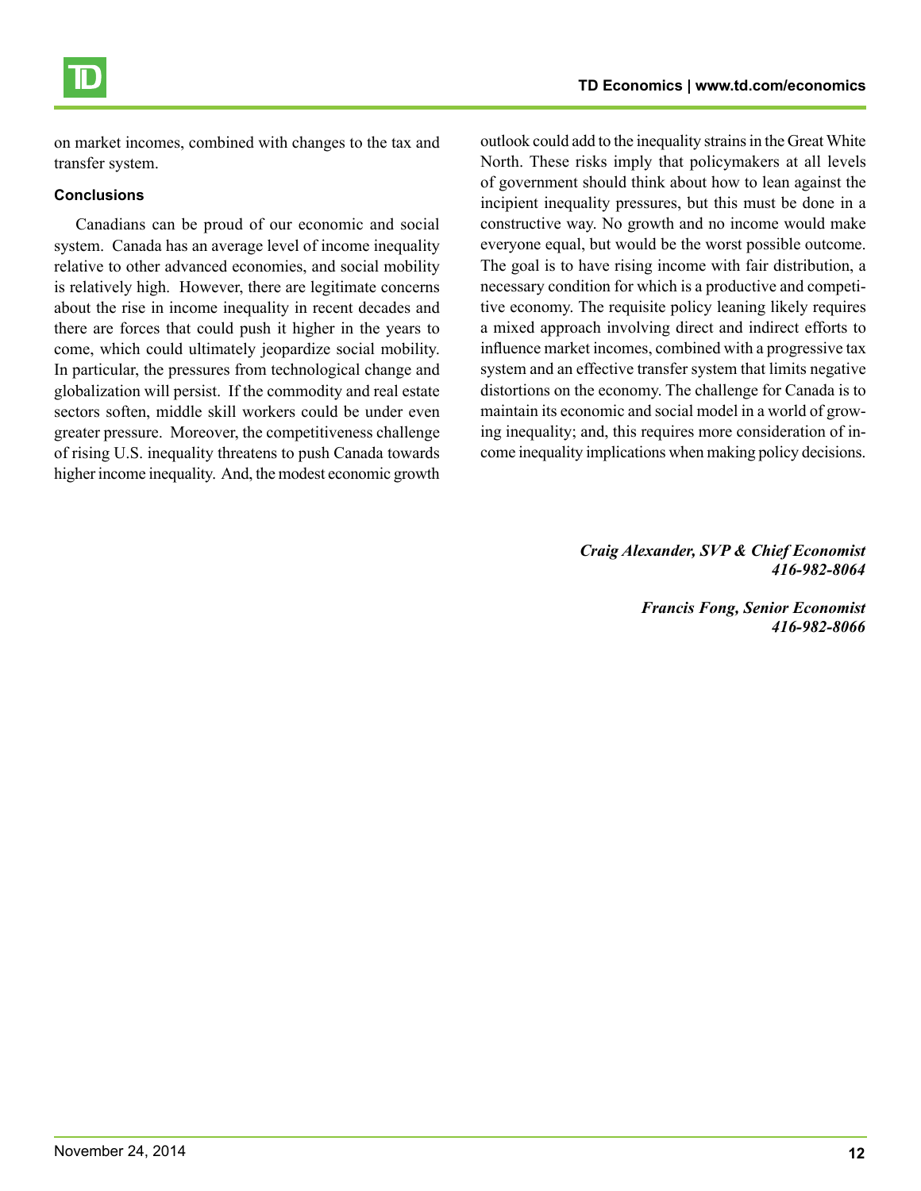on market incomes, combined with changes to the tax and transfer system.

#### Conclusions

Canadians can be proud of our economic and social system. Canada has an average level of income inequality relative to other advanced economies, and social mobility is relatively high. However, there are legitimate concerns about the rise in income inequality in recent decades and there are forces that could push it higher in the years to come, which could ultimately jeopardize social mobility. In particular, the pressures from technological change and globalization will persist. If the commodity and real estate sectors soften, middle skill workers could be under even greater pressure. Moreover, the competitiveness challenge of rising U.S. inequality threatens to push Canada towards higher income inequality. And, the modest economic growth outlook could add to the inequality strains in the Great White North. These risks imply that policymakers at all levels of government should think about how to lean against the incipient inequality pressures, but this must be done in a constructive way. No growth and no income would make everyone equal, but would be the worst possible outcome. The goal is to have rising income with fair distribution, a necessary condition for which is a productive and competitive economy. The requisite policy leaning likely requires a mixed approach involving direct and indirect efforts to influence market incomes, combined with a progressive tax system and an effective transfer system that limits negative distortions on the economy. The challenge for Canada is to maintain its economic and social model in a world of growing inequality; and, this requires more consideration of income inequality implications when making policy decisions.

***Craig Alexander, SVP & Chief Economist***
***416-982-8064***

***Francis Fong, Senior Economist***
***416-982-8066***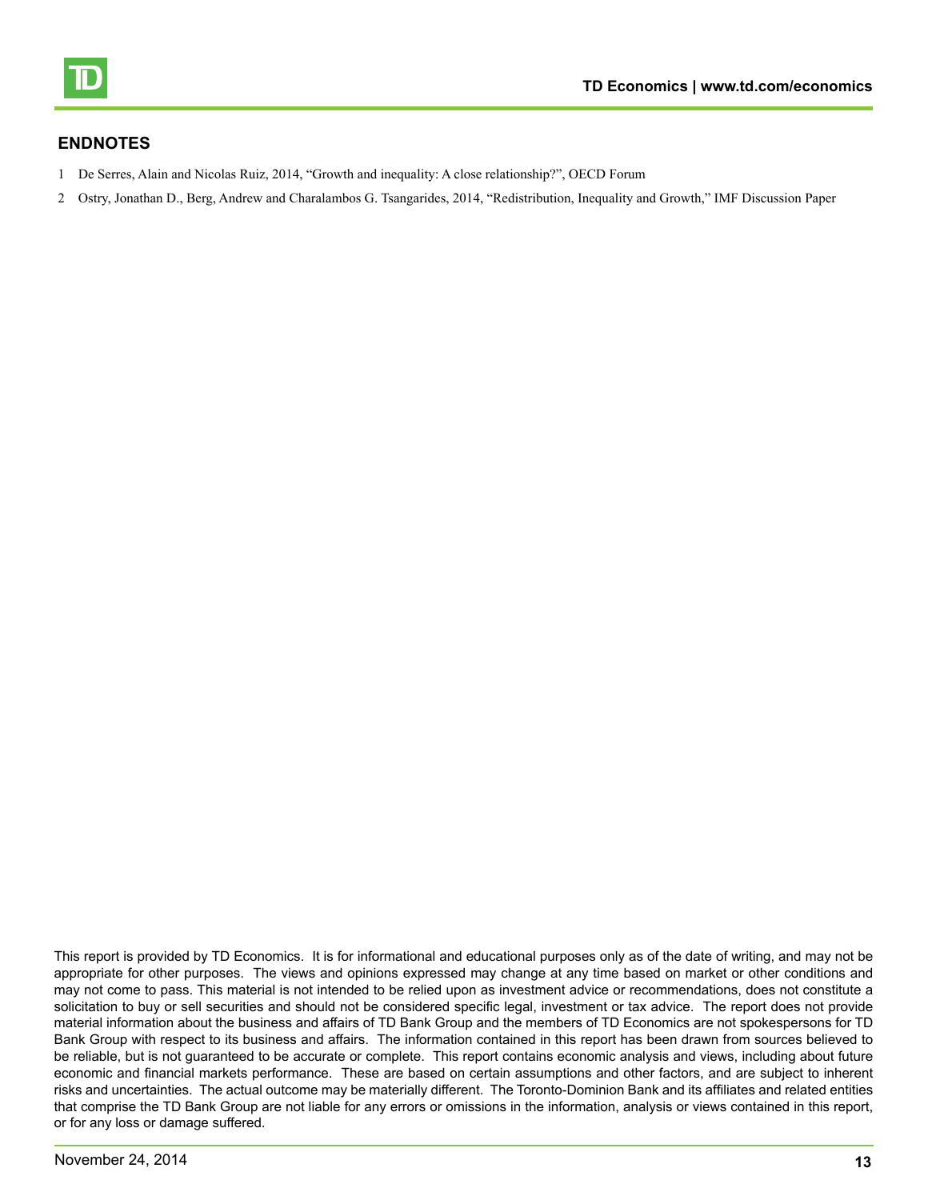## ENDNOTES

1 De Serres, Alain and Nicolas Ruiz, 2014, "Growth and inequality: A close relationship?", OECD Forum

2 Ostry, Jonathan D., Berg, Andrew and Charalambos G. Tsangarides, 2014, "Redistribution, Inequality and Growth," IMF Discussion Paper

This report is provided by TD Economics. It is for informational and educational purposes only as of the date of writing, and may not be appropriate for other purposes. The views and opinions expressed may change at any time based on market or other conditions and may not come to pass. This material is not intended to be relied upon as investment advice or recommendations, does not constitute a solicitation to buy or sell securities and should not be considered specific legal, investment or tax advice. The report does not provide material information about the business and affairs of TD Bank Group and the members of TD Economics are not spokespersons for TD Bank Group with respect to its business and affairs. The information contained in this report has been drawn from sources believed to be reliable, but is not guaranteed to be accurate or complete. This report contains economic analysis and views, including about future economic and financial markets performance. These are based on certain assumptions and other factors, and are subject to inherent risks and uncertainties. The actual outcome may be materially different. The Toronto-Dominion Bank and its affiliates and related entities that comprise the TD Bank Group are not liable for any errors or omissions in the information, analysis or views contained in this report, or for any loss or damage suffered.